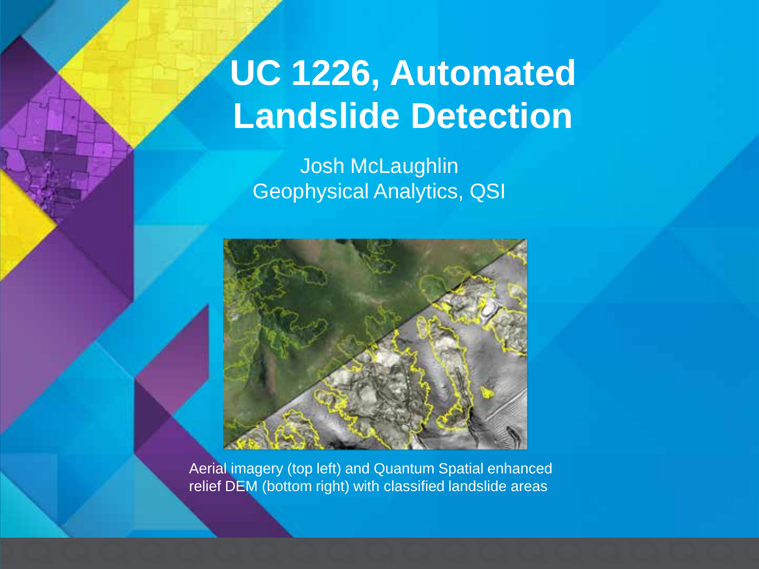# UC 1226, Automated Landslide Detection

Josh McLaughlin
Geophysical Analytics, QSI

Aerial imagery (top left) and Quantum Spatial enhanced relief DEM (bottom right) with classified landslide areas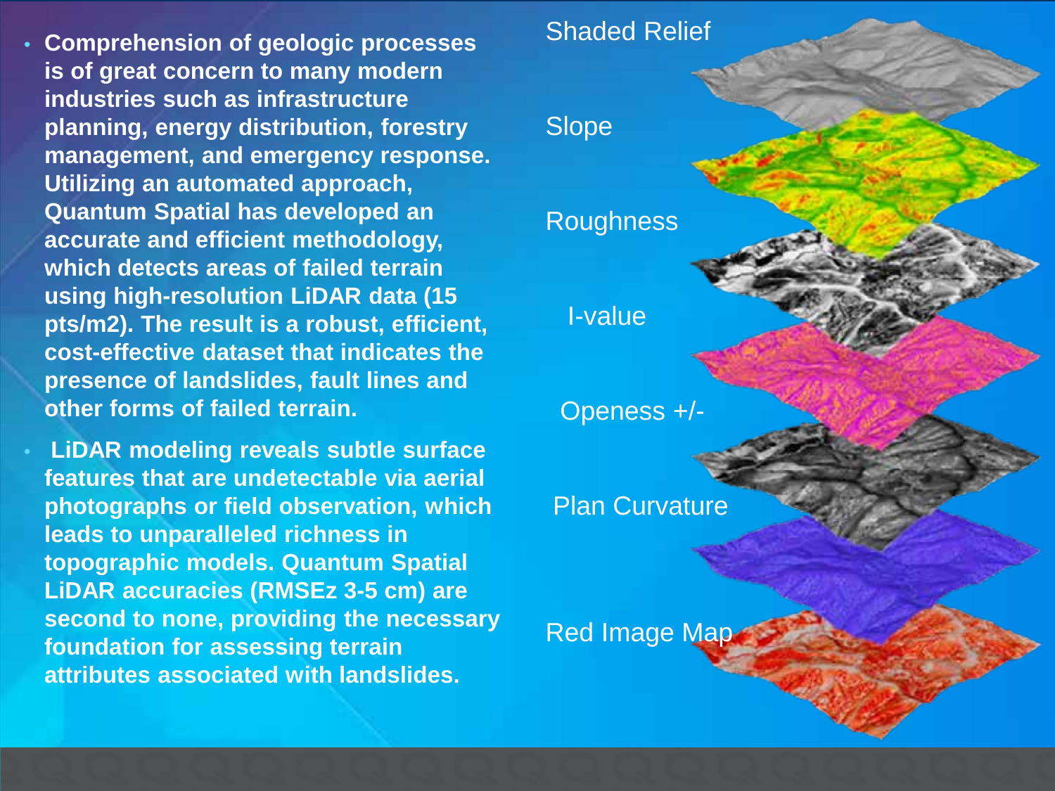- **Comprehension of geologic processes is of great concern to many modern industries such as infrastructure planning, energy distribution, forestry management, and emergency response. Utilizing an automated approach, Quantum Spatial has developed an accurate and efficient methodology, which detects areas of failed terrain using high-resolution LiDAR data (15 pts/m2). The result is a robust, efficient, cost-effective dataset that indicates the presence of landslides, fault lines and other forms of failed terrain.**
- **LiDAR modeling reveals subtle surface features that are undetectable via aerial photographs or field observation, which leads to unparalleled richness in topographic models. Quantum Spatial LiDAR accuracies (RMSEz 3-5 cm) are second to none, providing the necessary foundation for assessing terrain attributes associated with landslides.**

Shaded Relief

Slope

Roughness

I-value

Openess +/-

Plan Curvature

Red Image Map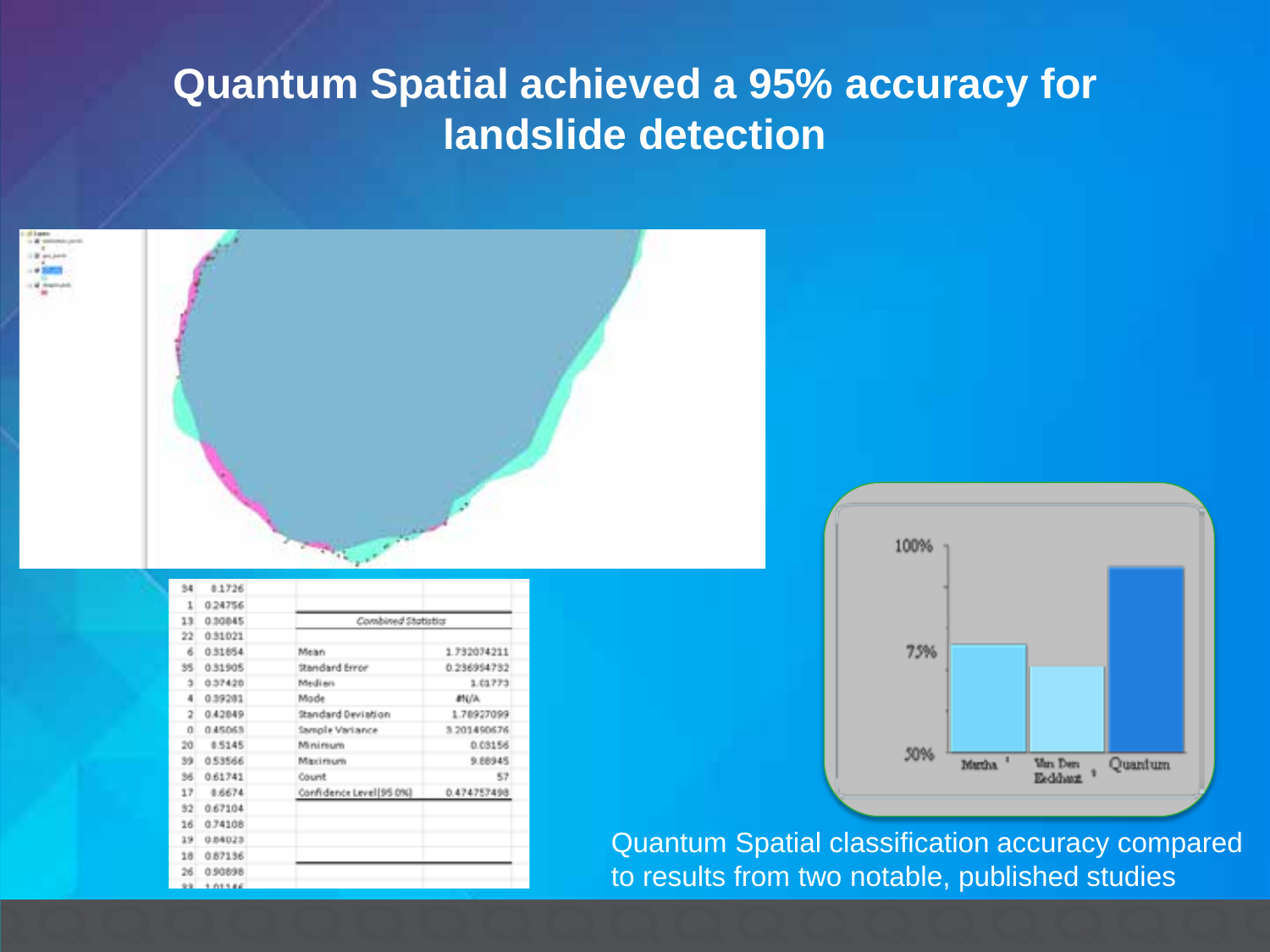# Quantum Spatial achieved a 95% accuracy for landslide detection

| | | Combined Statistics | |
|---|---|---|---|
| 34 | 0.1726 | | |
| 1 | 0.24756 | | |
| 13 | 0.30845 | | |
| 22 | 0.31021 | | |
| 6 | 0.31654 | Mean | 1.732074211 |
| 35 | 0.31905 | Standard Error | 0.236954732 |
| 3 | 0.37420 | Median | 1.01773 |
| 4 | 0.39281 | Mode | #N/A |
| 2 | 0.42849 | Standard Deviation | 1.78927099 |
| 0 | 0.45063 | Sample Variance | 3.201490676 |
| 20 | 0.5145 | Minimum | 0.03156 |
| 39 | 0.53566 | Maximum | 9.88945 |
| 36 | 0.61741 | Count | 57 |
| 17 | 0.6674 | Confidence Level(95.0%) | 0.474757498 |
| 32 | 0.67104 | | |
| 16 | 0.74108 | | |
| 19 | 0.84023 | | |
| 18 | 0.87136 | | |
| 26 | 0.90898 | | |

Quantum Spatial classification accuracy compared to results from two notable, published studies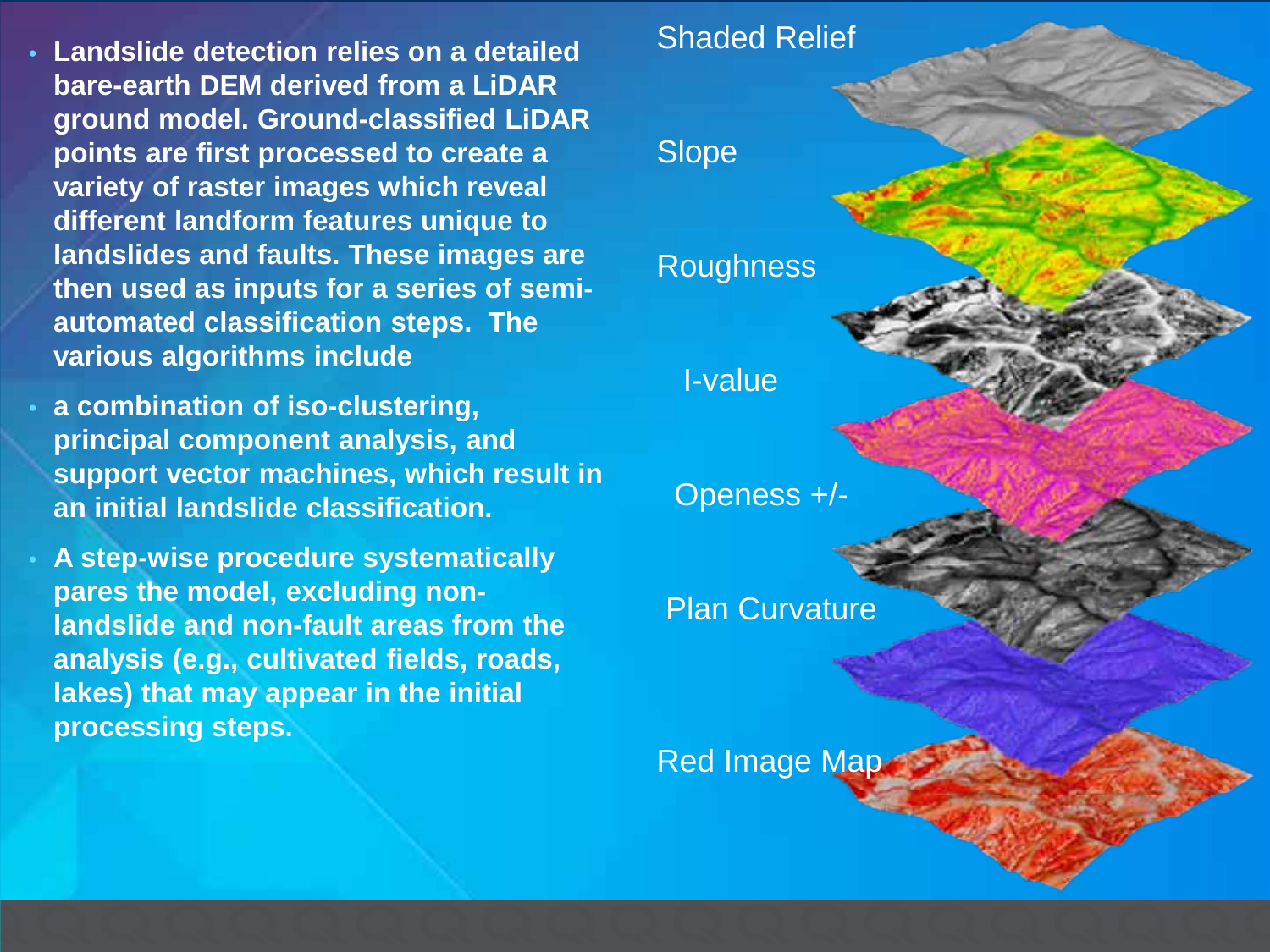- Landslide detection relies on a detailed bare-earth DEM derived from a LiDAR ground model. Ground-classified LiDAR points are first processed to create a variety of raster images which reveal different landform features unique to landslides and faults. These images are then used as inputs for a series of semi-automated classification steps. The various algorithms include
- a combination of iso-clustering, principal component analysis, and support vector machines, which result in an initial landslide classification.
- A step-wise procedure systematically pares the model, excluding non-landslide and non-fault areas from the analysis (e.g., cultivated fields, roads, lakes) that may appear in the initial processing steps.

Shaded Relief

Slope

Roughness

I-value

Openess +/-

Plan Curvature

Red Image Map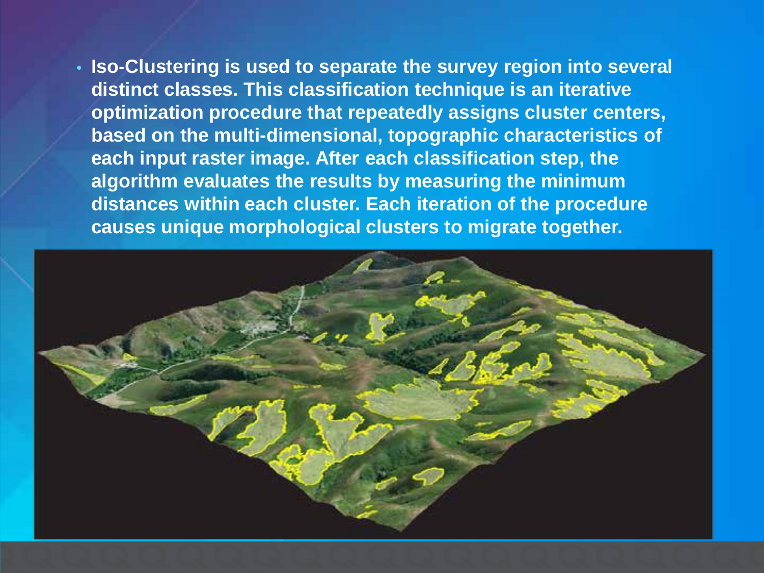- **Iso-Clustering is used to separate the survey region into several distinct classes. This classification technique is an iterative optimization procedure that repeatedly assigns cluster centers, based on the multi-dimensional, topographic characteristics of each input raster image. After each classification step, the algorithm evaluates the results by measuring the minimum distances within each cluster. Each iteration of the procedure causes unique morphological clusters to migrate together.**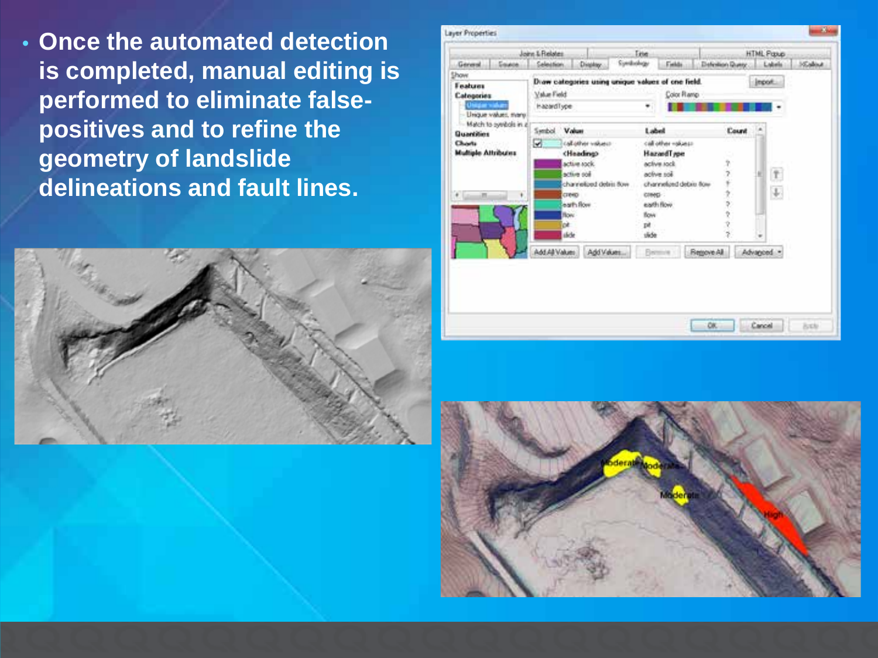- **Once the automated detection is completed, manual editing is performed to eliminate false-positives and to refine the geometry of landslide delineations and fault lines.**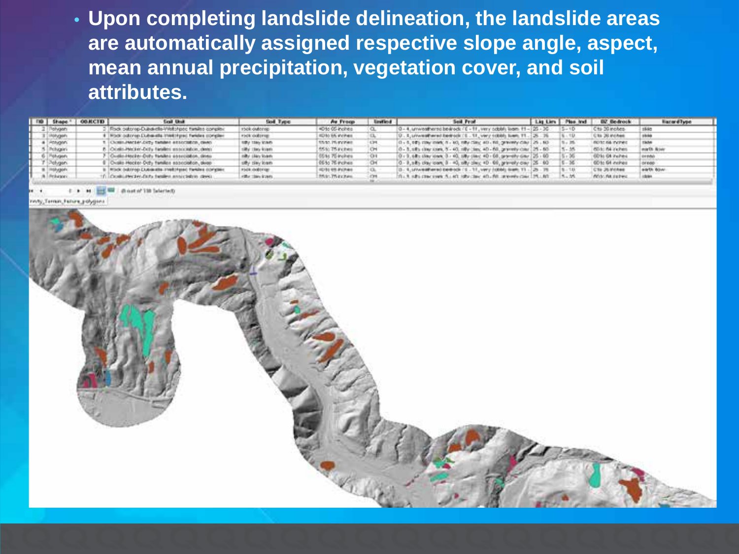- **Upon completing landslide delineation, the landslide areas are automatically assigned respective slope angle, aspect, mean annual precipitation, vegetation cover, and soil attributes.**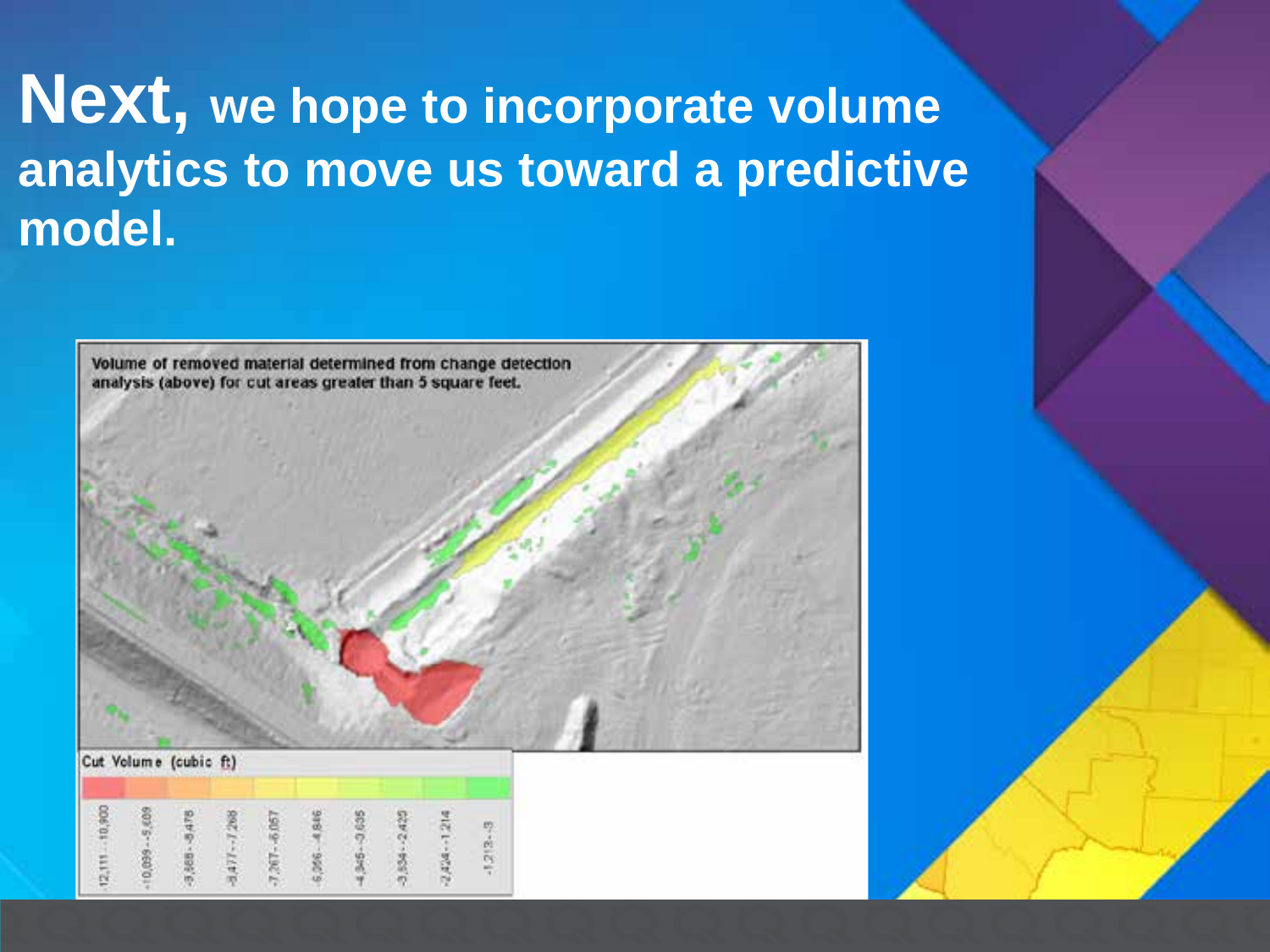# **Next,** we hope to incorporate volume analytics to move us toward a predictive model.

Volume of removed material determined from change detection analysis (above) for cut areas greater than 5 square feet.

Cut Volume (cubic ft)

| -12,111 - -10,900 | -10,899 - -9,689 | -9,688 - -8,478 | -8,477 - -7,268 | -7,267 - -6,057 | -6,056 - -4,846 | -4,845 - -3,635 | -3,634 - -2,425 | -2,424 - -1,214 | -1,213 - -3 |
|---|---|---|---|---|---|---|---|---|---|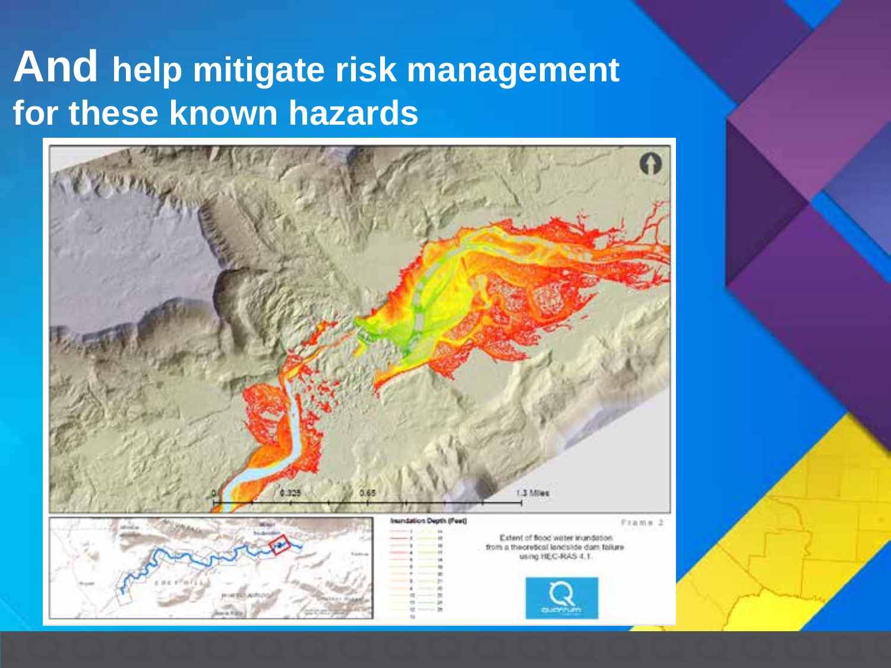# And help mitigate risk management for these known hazards

Inundation Depth (Feet)

Frame 2

Extent of flood water inundation from a theoretical landslide dam failure using HEC-RAS 4.1.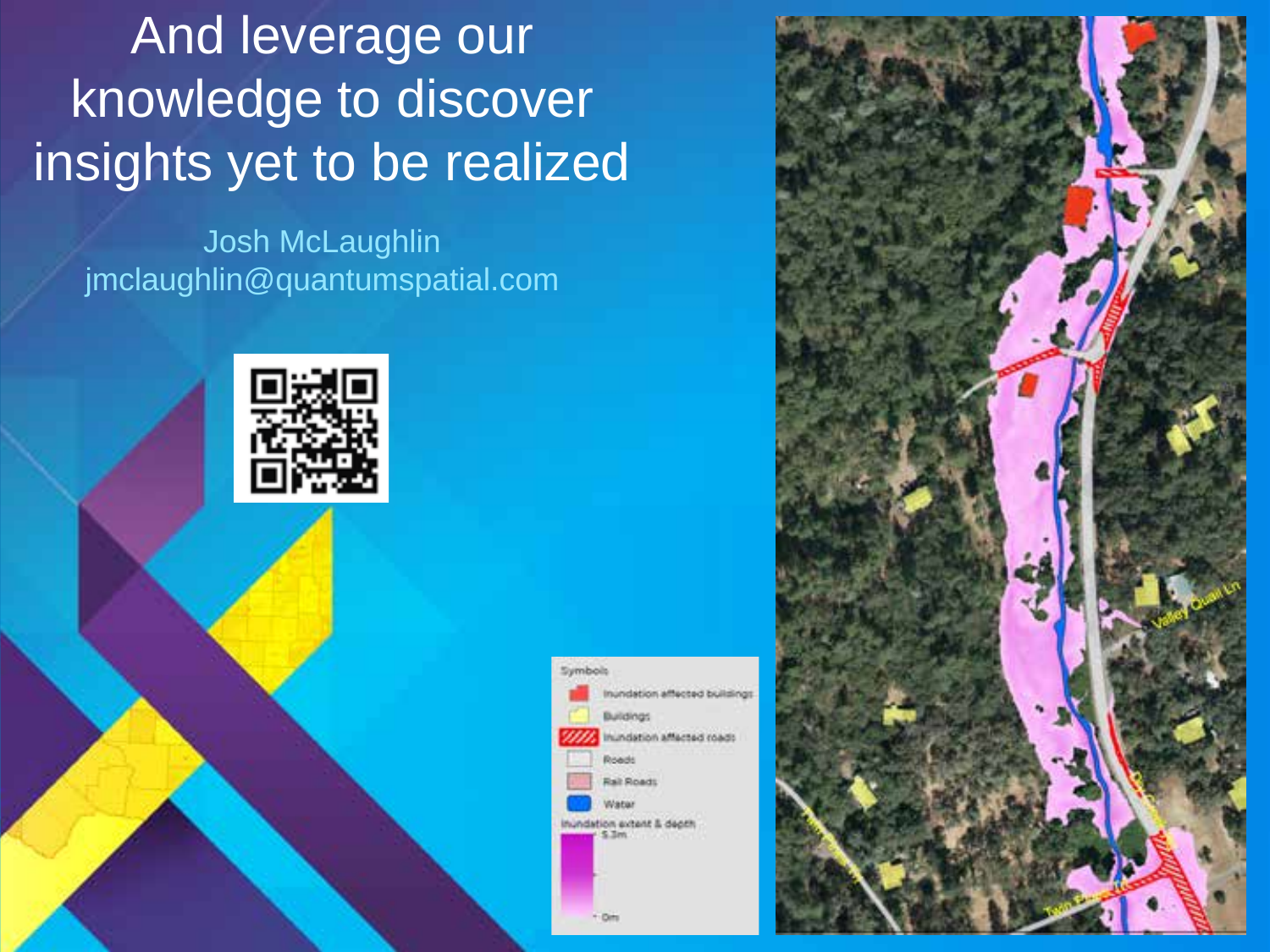# And leverage our knowledge to discover insights yet to be realized

Josh McLaughlin
jmclaughlin@quantumspatial.com

Symbols

Inundation affected buildings

Buildings

Inundation affected roads

Roads

Rail Roads

Water

Inundation extent & depth

5.3m

0m